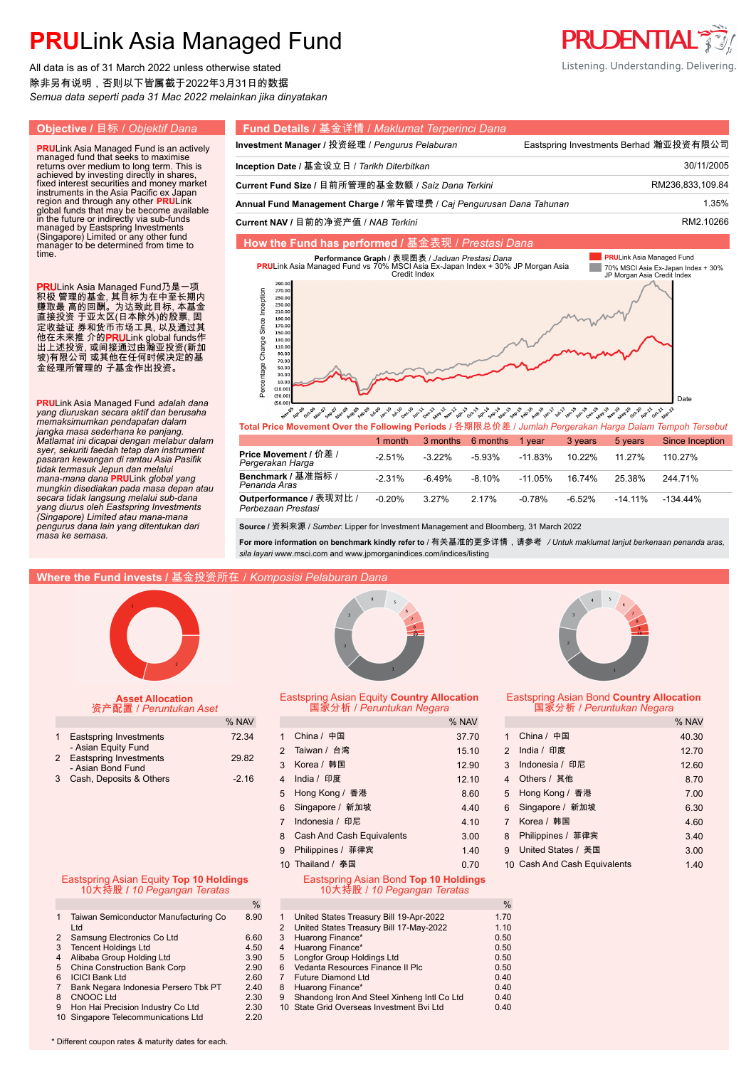# PRULink Asia Managed Fund

All data is as of 31 March 2022 unless otherwise stated
除非另有说明，否则以下皆属截于2022年3月31日的数据
*Semua data seperti pada 31 Mac 2022 melainkan jika dinyatakan*

Listening. Understanding. Delivering.

## Objective / 目标 / *Objektif Dana*

**PRU**Link Asia Managed Fund is an actively managed fund that seeks to maximise returns over medium to long term. This is achieved by investing directly in shares, fixed interest securities and money market instruments in the Asia Pacific ex Japan region and through any other **PRU**Link global funds that may be become available in the future or indirectly via sub-funds managed by Eastspring Investments (Singapore) Limited or any other fund manager to be determined from time to time.

**PRU**Link Asia Managed Fund乃是一项积极 管理的基金, 其目标为在中至长期内赚取最 高的回酬。为达致此目标, 本基金直接投资 于亚太区(日本除外)的股票, 固定收益证 券和货币市场工具, 以及通过其他在未来推 介的**PRU**Link global funds作出上述投资, 或间接通过由瀚亚投资(新加坡)有限公司 或其他在任何时候决定的基金经理所管理的 子基金作出投资。

**PRU**Link Asia Managed Fund *adalah dana yang diuruskan secara aktif dan berusaha memaksimumkan pendapatan dalam jangka masa sederhana ke panjang. Matlamat ini dicapai dengan melabur dalam syer, sekuriti faedah tetap dan instrument pasaran kewangan di rantau Asia Pasifik tidak termasuk Jepun dan melalui mana-mana dana* **PRU**Link *global yang mungkin disediakan pada masa depan atau secara tidak langsung melalui sub-dana yang diurus oleh Eastspring Investments (Singapore) Limited atau mana-mana pengurus dana lain yang ditentukan dari masa ke semasa.*

## Fund Details / 基金详情 / *Maklumat Terperinci Dana*

| | |
|---|---|
| **Investment Manager** / 投资经理 / *Pengurus Pelaburan* | Eastspring Investments Berhad 瀚亚投资有限公司 |
| **Inception Date** / 基金设立日 / *Tarikh Diterbitkan* | 30/11/2005 |
| **Current Fund Size** / 目前所管理的基金数额 / *Saiz Dana Terkini* | RM236,833,109.84 |
| **Annual Fund Management Charge** / 常年管理费 / *Caj Pengurusan Dana Tahunan* | 1.35% |
| **Current NAV** / 目前的净资产值 / *NAB Terkini* | RM2.10266 |

## How the Fund has performed / 基金表现 / *Prestasi Dana*

Performance Graph / 表现图表 / *Jaduan Prestasi Dana*
**PRU**Link Asia Managed Fund vs 70% MSCI Asia Ex-Japan Index + 30% JP Morgan Asia Credit Index

Legend: **PRU**Link Asia Managed Fund; 70% MSCI Asia Ex-Japan Index + 30% JP Morgan Asia Credit Index

Y-axis: Percentage Change Since Inception; X-axis: Date

**Total Price Movement Over the Following Periods / 各期限总价差 / *Jumlah Pergerakan Harga Dalam Tempoh Tersebut***

| | 1 month | 3 months | 6 months | 1 year | 3 years | 5 years | Since Inception |
|---|---|---|---|---|---|---|---|
| **Price Movement** / 价差 / *Pergerakan Harga* | -2.51% | -3.22% | -5.93% | -11.83% | 10.22% | 11.27% | 110.27% |
| **Benchmark** / 基准指标 / *Penanda Aras* | -2.31% | -6.49% | -8.10% | -11.05% | 16.74% | 25.38% | 244.71% |
| **Outperformance** / 表现对比 / *Perbezaan Prestasi* | -0.20% | 3.27% | 2.17% | -0.78% | -6.52% | -14.11% | -134.44% |

**Source** / 资料来源 / *Sumber*: Lipper for Investment Management and Bloomberg, 31 March 2022

**For more information on benchmark kindly refer to** / 有关基准的更多详情，请参考 / *Untuk maklumat lanjut berkenaan penanda aras, sila layari* www.msci.com and www.jpmorganindices.com/indices/listing

## Where the Fund invests / 基金投资所在 / *Komposisi Pelaburan Dana*

### Asset Allocation
资产配置 / *Peruntukan Aset*

| | | % NAV |
|---|---|---|
| 1 | Eastspring Investments - Asian Equity Fund | 72.34 |
| 2 | Eastspring Investments - Asian Bond Fund | 29.82 |
| 3 | Cash, Deposits & Others | -2.16 |

### Eastspring Asian Equity Country Allocation
国家分析 / *Peruntukan Negara*

| | | % NAV |
|---|---|---|
| 1 | China / 中国 | 37.70 |
| 2 | Taiwan / 台湾 | 15.10 |
| 3 | Korea / 韩国 | 12.90 |
| 4 | India / 印度 | 12.10 |
| 5 | Hong Kong / 香港 | 8.60 |
| 6 | Singapore / 新加坡 | 4.40 |
| 7 | Indonesia / 印尼 | 4.10 |
| 8 | Cash And Cash Equivalents | 3.00 |
| 9 | Philippines / 菲律宾 | 1.40 |
| 10 | Thailand / 泰国 | 0.70 |

### Eastspring Asian Bond Country Allocation
国家分析 / *Peruntukan Negara*

| | | % NAV |
|---|---|---|
| 1 | China / 中国 | 40.30 |
| 2 | India / 印度 | 12.70 |
| 3 | Indonesia / 印尼 | 12.60 |
| 4 | Others / 其他 | 8.70 |
| 5 | Hong Kong / 香港 | 7.00 |
| 6 | Singapore / 新加坡 | 6.30 |
| 7 | Korea / 韩国 | 4.60 |
| 8 | Philippines / 菲律宾 | 3.40 |
| 9 | United States / 美国 | 3.00 |
| 10 | Cash And Cash Equivalents | 1.40 |

### Eastspring Asian Equity Top 10 Holdings
10大持股 / *10 Pegangan Teratas*

| | | % |
|---|---|---|
| 1 | Taiwan Semiconductor Manufacturing Co Ltd | 8.90 |
| 2 | Samsung Electronics Co Ltd | 6.60 |
| 3 | Tencent Holdings Ltd | 4.50 |
| 4 | Alibaba Group Holding Ltd | 3.90 |
| 5 | China Construction Bank Corp | 2.90 |
| 6 | ICICI Bank Ltd | 2.60 |
| 7 | Bank Negara Indonesia Persero Tbk PT | 2.40 |
| 8 | CNOOC Ltd | 2.30 |
| 9 | Hon Hai Precision Industry Co Ltd | 2.30 |
| 10 | Singapore Telecommunications Ltd | 2.20 |

### Eastspring Asian Bond Top 10 Holdings
10大持股 / *10 Pegangan Teratas*

| | | % |
|---|---|---|
| 1 | United States Treasury Bill 19-Apr-2022 | 1.70 |
| 2 | United States Treasury Bill 17-May-2022 | 1.10 |
| 3 | Huarong Finance* | 0.50 |
| 4 | Huarong Finance* | 0.50 |
| 5 | Longfor Group Holdings Ltd | 0.50 |
| 6 | Vedanta Resources Finance II Plc | 0.50 |
| 7 | Future Diamond Ltd | 0.40 |
| 8 | Huarong Finance* | 0.40 |
| 9 | Shandong Iron And Steel Xinheng Intl Co Ltd | 0.40 |
| 10 | State Grid Overseas Investment Bvi Ltd | 0.40 |

\* Different coupon rates & maturity dates for each.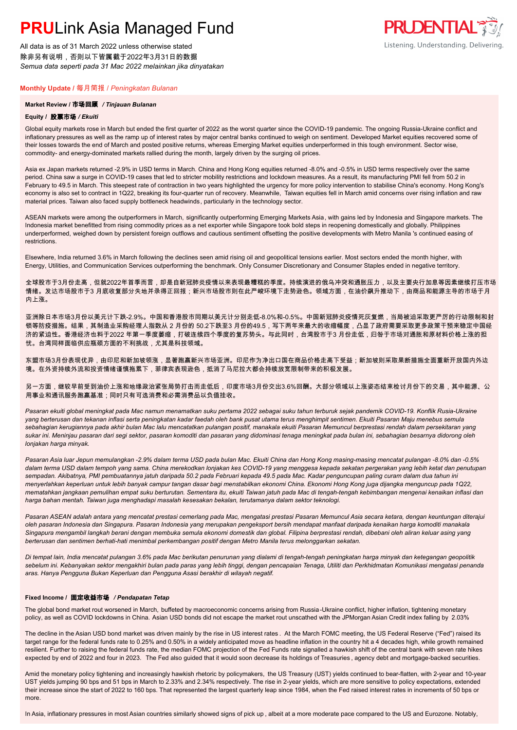# **PRU**Link Asia Managed Fund

All data is as of 31 March 2022 unless otherwise stated
除非另有说明，否则以下皆属截于2022年3月31日的数据
*Semua data seperti pada 31 Mac 2022 melainkan jika dinyatakan*

**Monthly Update / 每月简报 /** *Peningkatan Bulanan*

### Market Review / 市场回顾 / *Tinjauan Bulanan*

**Equity / 股票市场 /** ***Ekuiti***

Global equity markets rose in March but ended the first quarter of 2022 as the worst quarter since the COVID-19 pandemic. The ongoing Russia-Ukraine conflict and inflationary pressures as well as the ramp up of interest rates by major central banks continued to weigh on sentiment. Developed Market equities recovered some of their losses towards the end of March and posted positive returns, whereas Emerging Market equities underperformed in this tough environment. Sector wise, commodity- and energy-dominated markets rallied during the month, largely driven by the surging oil prices.

Asia ex Japan markets returned -2.9% in USD terms in March. China and Hong Kong equities returned -8.0% and -0.5% in USD terms respectively over the same period. China saw a surge in COVID-19 cases that led to stricter mobility restrictions and lockdown measures. As a result, its manufacturing PMI fell from 50.2 in February to 49.5 in March. This steepest rate of contraction in two years highlighted the urgency for more policy intervention to stabilise China's economy. Hong Kong's economy is also set to contract in 1Q22, breaking its four-quarter run of recovery. Meanwhile, Taiwan equities fell in March amid concerns over rising inflation and raw material prices. Taiwan also faced supply bottleneck headwinds, particularly in the technology sector.

ASEAN markets were among the outperformers in March, significantly outperforming Emerging Markets Asia, with gains led by Indonesia and Singapore markets. The Indonesia market benefitted from rising commodity prices as a net exporter while Singapore took bold steps in reopening domestically and globally. Philippines underperformed, weighed down by persistent foreign outflows and cautious sentiment offsetting the positive developments with Metro Manila 's continued easing of restrictions.

Elsewhere, India returned 3.6% in March following the declines seen amid rising oil and geopolitical tensions earlier. Most sectors ended the month higher, with Energy, Utilities, and Communication Services outperforming the benchmark. Only Consumer Discretionary and Consumer Staples ended in negative territory.

全球股市于3月份走高，但就2022年首季而言，却是自新冠肺炎疫情以来表现最糟糕的季度。持续演进的俄乌冲突和通胀压力，以及主要央行加息等因素继续打压市场情绪。发达市场股市于3 月底收复部分失地并录得正回报；新兴市场股市则在此严峻环境下走势逊色。领域方面，在油价飙升推动下，由商品和能源主导的市场于月内上涨。

亚洲除日本市场3月份以美元计下跌-2.9%。中国和香港股市同期以美元计分别走低-8.0%和-0.5%。中国新冠肺炎疫情死灰复燃，当局被迫采取更严厉的行动限制和封锁等防疫措施。结果，其制造业采购经理人指数从 2 月份的 50.2下跌至3 月份的49.5，写下两年来最大的收缩幅度，凸显了政府需要采取更多政策干预来稳定中国经济的紧迫性。香港经济也料于2022 年第一季度萎缩，打破连续四个季度的复苏势头。与此同时，台湾股市于3 月份走低，归咎于市场对通胀和原材料价格上涨的担忧。台湾同样面临供应瓶颈方面的不利挑战，尤其是科技领域。

东盟市场3月份表现优异，由印尼和新加坡领涨，显著跑赢新兴市场亚洲。印尼作为净出口国在商品价格走高下受益；新加坡则采取果断措施全面重新开放国内外边境。在外资持续外流和投资情绪谨慎拖累下，菲律宾表现逊色，抵消了马尼拉大都会持续放宽限制带来的积极发展。

另一方面，继较早前受到油价上涨和地缘政治紧张局势打击而走低后，印度市场3月份交出3.6%回酬。大部分领域以上涨姿态结束检讨月份下的交易，其中能源、公用事业和通讯服务跑赢基准；同时只有可选消费和必需消费品以负值挂收。

*Pasaran ekuiti global meningkat pada Mac namun menamatkan suku pertama 2022 sebagai suku tahun terburuk sejak pandemik COVID-19. Konflik Rusia-Ukraine yang berterusan dan tekanan inflasi serta peningkatan kadar faedah oleh bank pusat utama terus menghimpit sentimen. Ekuiti Pasaran Maju menebus semula sebahagian kerugiannya pada akhir bulan Mac lalu mencatatkan pulangan positif, manakala ekuiti Pasaran Memuncul berprestasi rendah dalam persekitaran yang sukar ini. Meninjau pasaran dari segi sektor, pasaran komoditi dan pasaran yang didominasi tenaga meningkat pada bulan ini, sebahagian besarnya didorong oleh lonjakan harga minyak.*

*Pasaran Asia luar Jepun memulangkan -2.9% dalam terma USD pada bulan Mac. Ekuiti China dan Hong Kong masing-masing mencatat pulangan -8.0% dan -0.5% dalam terma USD dalam tempoh yang sama. China merekodkan lonjakan kes COVID-19 yang menggesa kepada sekatan pergerakan yang lebih ketat dan penutupan sempadan. Akibatnya, PMI pembuatannya jatuh daripada 50.2 pada Februari kepada 49.5 pada Mac. Kadar penguncupan paling curam dalam dua tahun ini menyerlahkan keperluan untuk lebih banyak campur tangan dasar bagi menstabilkan ekonomi China. Ekonomi Hong Kong juga dijangka menguncup pada 1Q22, mematahkan jangkaan pemulihan empat suku berturutan. Sementara itu, ekuiti Taiwan jatuh pada Mac di tengah-tengah kebimbangan mengenai kenaikan inflasi dan harga bahan mentah. Taiwan juga menghadapi masalah kesesakan bekalan, terutamanya dalam sektor teknologi.*

*Pasaran ASEAN adalah antara yang mencatat prestasi cemerlang pada Mac, mengatasi prestasi Pasaran Memuncul Asia secara ketara, dengan keuntungan diterajui oleh pasaran Indonesia dan Singapura. Pasaran Indonesia yang merupakan pengeksport bersih mendapat manfaat daripada kenaikan harga komoditi manakala Singapura mengambil langkah berani dengan membuka semula ekonomi domestik dan global. Filipina berprestasi rendah, dibebani oleh aliran keluar asing yang berterusan dan sentimen berhati-hati menimbal perkembangan positif dengan Metro Manila terus melonggarkan sekatan.*

*Di tempat lain, India mencatat pulangan 3.6% pada Mac berikutan penurunan yang dialami di tengah-tengah peningkatan harga minyak dan ketegangan geopolitik sebelum ini. Kebanyakan sektor mengakhiri bulan pada paras yang lebih tinggi, dengan pencapaian Tenaga, Utiliti dan Perkhidmatan Komunikasi mengatasi penanda aras. Hanya Pengguna Bukan Keperluan dan Pengguna Asasi berakhir di wilayah negatif.*

**Fixed Income / 固定收益市场 /** ***Pendapatan Tetap***

The global bond market rout worsened in March, buffeted by macroeconomic concerns arising from Russia-Ukraine conflict, higher inflation, tightening monetary policy, as well as COVID lockdowns in China. Asian USD bonds did not escape the market rout unscathed with the JPMorgan Asian Credit index falling by 2.03%

The decline in the Asian USD bond market was driven mainly by the rise in US interest rates . At the March FOMC meeting, the US Federal Reserve ("Fed") raised its target range for the federal funds rate to 0.25% and 0.50% in a widely anticipated move as headline inflation in the country hit a 4 decades high, while growth remained resilient. Further to raising the federal funds rate, the median FOMC projection of the Fed Funds rate signalled a hawkish shift of the central bank with seven rate hikes expected by end of 2022 and four in 2023. The Fed also guided that it would soon decrease its holdings of Treasuries , agency debt and mortgage-backed securities.

Amid the monetary policy tightening and increasingly hawkish rhetoric by policymakers, the US Treasury (UST) yields continued to bear-flatten, with 2-year and 10-year UST yields jumping 90 bps and 51 bps in March to 2.33% and 2.34% respectively. The rise in 2-year yields, which are more sensitive to policy expectations, extended their increase since the start of 2022 to 160 bps. That represented the largest quarterly leap since 1984, when the Fed raised interest rates in increments of 50 bps or more.

In Asia, inflationary pressures in most Asian countries similarly showed signs of pick up , albeit at a more moderate pace compared to the US and Eurozone. Notably,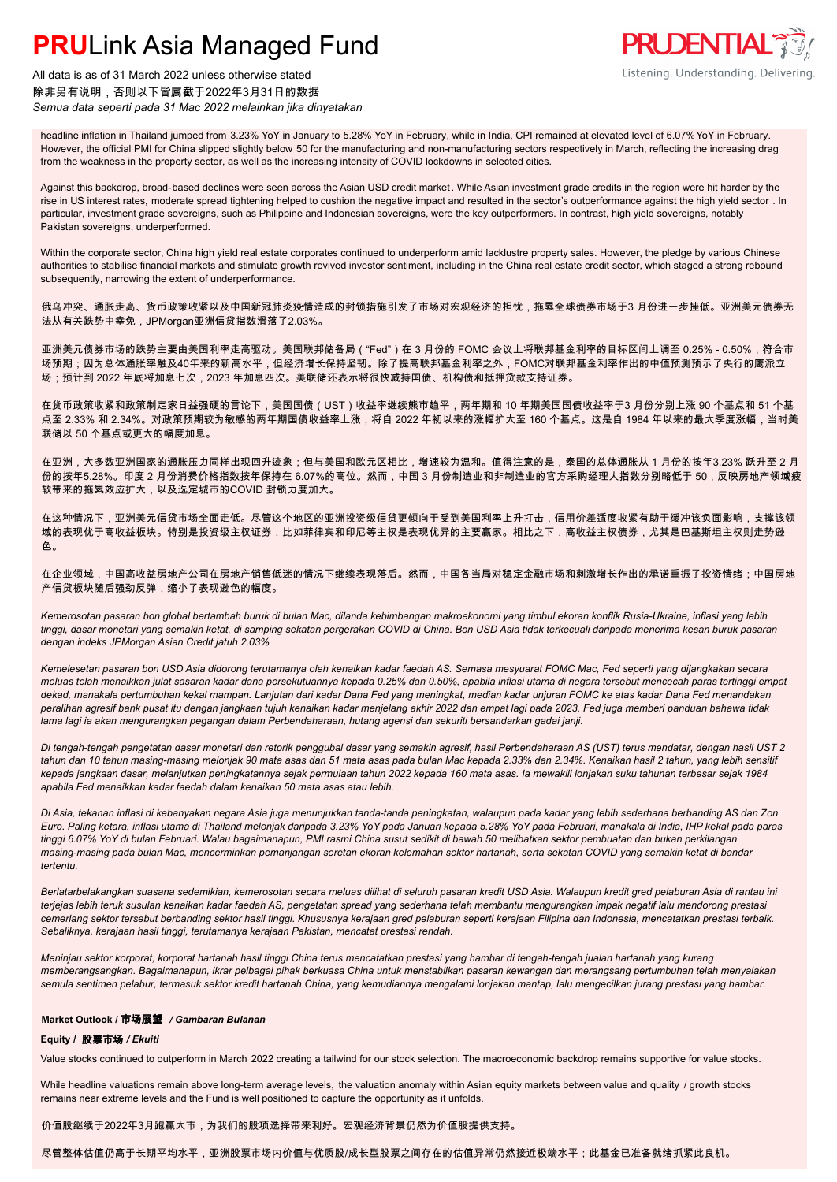headline inflation in Thailand jumped from 3.23% YoY in January to 5.28% YoY in February, while in India, CPI remained at elevated level of 6.07% YoY in February. However, the official PMI for China slipped slightly below 50 for the manufacturing and non-manufacturing sectors respectively in March, reflecting the increasing drag from the weakness in the property sector, as well as the increasing intensity of COVID lockdowns in selected cities.

Against this backdrop, broad-based declines were seen across the Asian USD credit market. While Asian investment grade credits in the region were hit harder by the rise in US interest rates, moderate spread tightening helped to cushion the negative impact and resulted in the sector's outperformance against the high yield sector. In particular, investment grade sovereigns, such as Philippine and Indonesian sovereigns, were the key outperformers. In contrast, high yield sovereigns, notably Pakistan sovereigns, underperformed.

Within the corporate sector, China high yield real estate corporates continued to underperform amid lacklustre property sales. However, the pledge by various Chinese authorities to stabilise financial markets and stimulate growth revived investor sentiment, including in the China real estate credit sector, which staged a strong rebound subsequently, narrowing the extent of underperformance.

俄乌冲突、通胀走高、货币政策收紧以及中国新冠肺炎疫情造成的封锁措施引发了市场对宏观经济的担忧，拖累全球债券市场于3 月份进一步挫低。亚洲美元债券无法从有关跌势中幸免，JPMorgan亚洲信贷指数滑落了2.03%。

亚洲美元债券市场的跌势主要由美国利率走高驱动。美国联邦储备局（"Fed"）在 3 月份的 FOMC 会议上将联邦基金利率的目标区间上调至 0.25% - 0.50%，符合市场预期；因为总体通胀率触及40年来的新高水平，但经济增长保持坚韧。除了提高联邦基金利率之外，FOMC对联邦基金利率作出的中值预测预示了央行的鹰派立场；预计到 2022 年底将加息七次，2023 年加息四次。美联储还表示将很快减持国债、机构债和抵押贷款支持证券。

在货币政策收紧和政策制定家日益强硬的言论下，美国国债（UST）收益率继续熊市趋平，两年期和 10 年期美国国债收益率于3 月份分别上涨 90 个基点和 51 个基点至 2.33% 和 2.34%。对政策预期较为敏感的两年期国债收益率上涨，将自 2022 年初以来的涨幅扩大至 160 个基点。这是自 1984 年以来的最大季度涨幅，当时美联储以 50 个基点或更大的幅度加息。

在亚洲，大多数亚洲国家的通胀压力同样出现回升迹象；但与美国和欧元区相比，增速较为温和。值得注意的是，泰国的总体通胀从 1 月份的按年3.23% 跃升至 2 月份的按年5.28%。印度 2 月份消费价格指数按年保持在 6.07%的高位。然而，中国 3 月份制造业和非制造业的官方采购经理人指数分别略低于 50，反映房地产领域疲软带来的拖累效应扩大，以及选定城市的COVID 封锁力度加大。

在这种情况下，亚洲美元信贷市场全面走低。尽管这个地区的亚洲投资级信贷更倾向于受到美国利率上升打击，信用价差适度收紧有助于缓冲该负面影响，支撑该领域的表现优于高收益板块。特别是投资级主权证券，比如菲律宾和印尼等主权是表现优异的主要赢家。相比之下，高收益主权债券，尤其是巴基斯坦主权则走势逊色。

在企业领域，中国高收益房地产公司在房地产销售低迷的情况下继续表现落后。然而，中国各当局对稳定金融市场和刺激增长作出的承诺重振了投资情绪；中国房地产信贷板块随后强劲反弹，缩小了表现逊色的幅度。

*Kemerosotan pasaran bon global bertambah buruk di bulan Mac, dilanda kebimbangan makroekonomi yang timbul ekoran konflik Rusia-Ukraine, inflasi yang lebih tinggi, dasar monetari yang semakin ketat, di samping sekatan pergerakan COVID di China. Bon USD Asia tidak terkecuali daripada menerima kesan buruk pasaran dengan indeks JPMorgan Asian Credit jatuh 2.03%*

*Kemelesetan pasaran bon USD Asia didorong terutamanya oleh kenaikan kadar faedah AS. Semasa mesyuarat FOMC Mac, Fed seperti yang dijangkakan secara meluas telah menaikkan julat sasaran kadar dana persekutuannya kepada 0.25% dan 0.50%, apabila inflasi utama di negara tersebut mencecah paras tertinggi empat dekad, manakala pertumbuhan kekal mampan. Lanjutan dari kadar Dana Fed yang meningkat, median kadar unjuran FOMC ke atas kadar Dana Fed menandakan peralihan agresif bank pusat itu dengan jangkaan tujuh kenaikan kadar menjelang akhir 2022 dan empat lagi pada 2023. Fed juga memberi panduan bahawa tidak lama lagi ia akan mengurangkan pegangan dalam Perbendaharaan, hutang agensi dan sekuriti bersandarkan gadai janji.*

*Di tengah-tengah pengetatan dasar monetari dan retorik penggubal dasar yang semakin agresif, hasil Perbendaharaan AS (UST) terus mendatar, dengan hasil UST 2 tahun dan 10 tahun masing-masing melonjak 90 mata asas dan 51 mata asas pada bulan Mac kepada 2.33% dan 2.34%. Kenaikan hasil 2 tahun, yang lebih sensitif kepada jangkaan dasar, melanjutkan peningkatannya sejak permulaan tahun 2022 kepada 160 mata asas. Ia mewakili lonjakan suku tahunan terbesar sejak 1984 apabila Fed menaikkan kadar faedah dalam kenaikan 50 mata asas atau lebih.*

*Di Asia, tekanan inflasi di kebanyakan negara Asia juga menunjukkan tanda-tanda peningkatan, walaupun pada kadar yang lebih sederhana berbanding AS dan Zon Euro. Paling ketara, inflasi utama di Thailand melonjak daripada 3.23% YoY pada Januari kepada 5.28% YoY pada Februari, manakala di India, IHP kekal pada paras tinggi 6.07% YoY di bulan Februari. Walau bagaimanapun, PMI rasmi China susut sedikit di bawah 50 melibatkan sektor pembuatan dan bukan perkilangan masing-masing pada bulan Mac, mencerminkan pemanjangan seretan ekoran kelemahan sektor hartanah, serta sekatan COVID yang semakin ketat di bandar tertentu.*

*Berlatarbelakangkan suasana sedemikian, kemerosotan secara meluas dilihat di seluruh pasaran kredit USD Asia. Walaupun kredit gred pelaburan Asia di rantau ini terjejas lebih teruk susulan kenaikan kadar faedah AS, pengetatan spread yang sederhana telah membantu mengurangkan impak negatif lalu mendorong prestasi cemerlang sektor tersebut berbanding sektor hasil tinggi. Khususnya kerajaan gred pelaburan seperti kerajaan Filipina dan Indonesia, mencatatkan prestasi terbaik. Sebaliknya, kerajaan hasil tinggi, terutamanya kerajaan Pakistan, mencatat prestasi rendah.*

*Meninjau sektor korporat, korporat hartanah hasil tinggi China terus mencatatkan prestasi yang hambar di tengah-tengah jualan hartanah yang kurang memberangsangkan. Bagaimanapun, ikrar pelbagai pihak berkuasa China untuk menstabilkan pasaran kewangan dan merangsang pertumbuhan telah menyalakan semula sentimen pelabur, termasuk sektor kredit hartanah China, yang kemudiannya mengalami lonjakan mantap, lalu mengecilkan jurang prestasi yang hambar.*

**Market Outlook / 市场展望 / *Gambaran Bulanan***

**Equity / 股票市场 / *Ekuiti***

Value stocks continued to outperform in March 2022 creating a tailwind for our stock selection. The macroeconomic backdrop remains supportive for value stocks.

While headline valuations remain above long-term average levels, the valuation anomaly within Asian equity markets between value and quality / growth stocks remains near extreme levels and the Fund is well positioned to capture the opportunity as it unfolds.

价值股继续于2022年3月跑赢大市，为我们的股项选择带来利好。宏观经济背景仍然为价值股提供支持。

尽管整体估值仍高于长期平均水平，亚洲股票市场内价值与优质股/成长型股票之间存在的估值异常仍然接近极端水平；此基金已准备就绪抓紧此良机。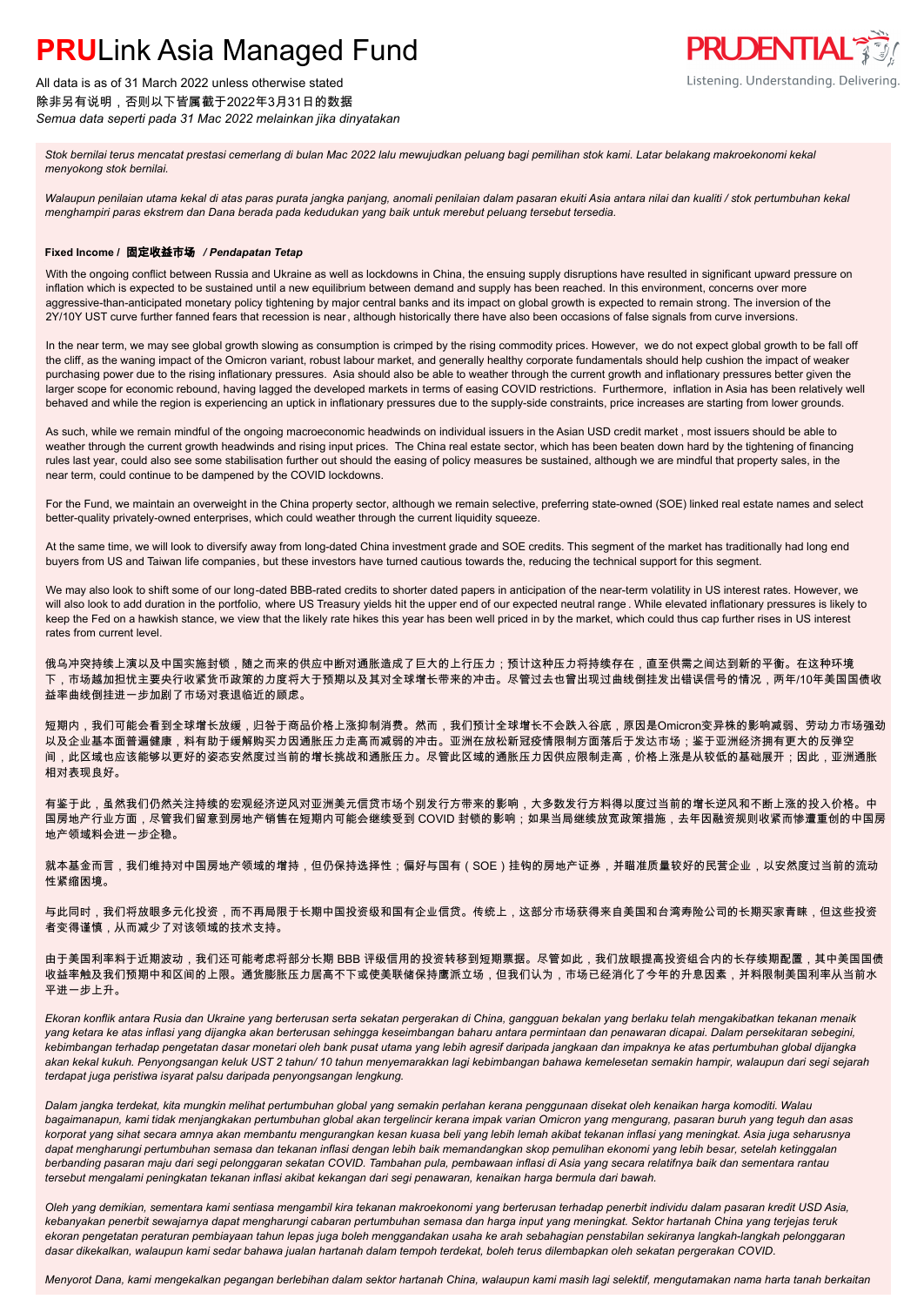# **PRU**Link Asia Managed Fund

All data is as of 31 March 2022 unless otherwise stated
除非另有说明，否则以下皆属截于2022年3月31日的数据
*Semua data seperti pada 31 Mac 2022 melainkan jika dinyatakan*

*Stok bernilai terus mencatat prestasi cemerlang di bulan Mac 2022 lalu mewujudkan peluang bagi pemilihan stok kami. Latar belakang makroekonomi kekal menyokong stok bernilai.*

*Walaupun penilaian utama kekal di atas paras purata jangka panjang, anomali penilaian dalam pasaran ekuiti Asia antara nilai dan kualiti / stok pertumbuhan kekal menghampiri paras ekstrem dan Dana berada pada kedudukan yang baik untuk merebut peluang tersebut tersedia.*

**Fixed Income / 固定收益市场 / *Pendapatan Tetap***

With the ongoing conflict between Russia and Ukraine as well as lockdowns in China, the ensuing supply disruptions have resulted in significant upward pressure on inflation which is expected to be sustained until a new equilibrium between demand and supply has been reached. In this environment, concerns over more aggressive-than-anticipated monetary policy tightening by major central banks and its impact on global growth is expected to remain strong. The inversion of the 2Y/10Y UST curve further fanned fears that recession is near, although historically there have also been occasions of false signals from curve inversions.

In the near term, we may see global growth slowing as consumption is crimped by the rising commodity prices. However, we do not expect global growth to be fall off the cliff, as the waning impact of the Omicron variant, robust labour market, and generally healthy corporate fundamentals should help cushion the impact of weaker purchasing power due to the rising inflationary pressures. Asia should also be able to weather through the current growth and inflationary pressures better given the larger scope for economic rebound, having lagged the developed markets in terms of easing COVID restrictions. Furthermore, inflation in Asia has been relatively well behaved and while the region is experiencing an uptick in inflationary pressures due to the supply-side constraints, price increases are starting from lower grounds.

As such, while we remain mindful of the ongoing macroeconomic headwinds on individual issuers in the Asian USD credit market, most issuers should be able to weather through the current growth headwinds and rising input prices. The China real estate sector, which has been beaten down hard by the tightening of financing rules last year, could also see some stabilisation further out should the easing of policy measures be sustained, although we are mindful that property sales, in the near term, could continue to be dampened by the COVID lockdowns.

For the Fund, we maintain an overweight in the China property sector, although we remain selective, preferring state-owned (SOE) linked real estate names and select better-quality privately-owned enterprises, which could weather through the current liquidity squeeze.

At the same time, we will look to diversify away from long-dated China investment grade and SOE credits. This segment of the market has traditionally had long end buyers from US and Taiwan life companies, but these investors have turned cautious towards the, reducing the technical support for this segment.

We may also look to shift some of our long-dated BBB-rated credits to shorter dated papers in anticipation of the near-term volatility in US interest rates. However, we will also look to add duration in the portfolio, where US Treasury yields hit the upper end of our expected neutral range . While elevated inflationary pressures is likely to keep the Fed on a hawkish stance, we view that the likely rate hikes this year has been well priced in by the market, which could thus cap further rises in US interest rates from current level.

俄乌冲突持续上演以及中国实施封锁，随之而来的供应中断对通胀造成了巨大的上行压力；预计这种压力将持续存在，直至供需之间达到新的平衡。在这种环境下，市场越加担忧主要央行收紧货币政策的力度将大于预期以及其对全球增长带来的冲击。尽管过去也曾出现过曲线倒挂发出错误信号的情况，两年/10年美国国债收益率曲线倒挂进一步加剧了市场对衰退临近的顾虑。

短期内，我们可能会看到全球增长放缓，归咎于商品价格上涨抑制消费。然而，我们预计全球增长不会跌入谷底，原因是Omicron变异株的影响减弱、劳动力市场强劲以及企业基本面普遍健康，料有助于缓解购买力因通胀压力走高而减弱的冲击。亚洲在放松新冠疫情限制方面落后于发达市场；鉴于亚洲经济拥有更大的反弹空间，此区域也应该能够以更好的姿态安然度过当前的增长挑战和通胀压力。尽管此区域的通胀压力因供应限制走高，价格上涨是从较低的基础展开；因此，亚洲通胀相对表现良好。

有鉴于此，虽然我们仍然关注持续的宏观经济逆风对亚洲美元信贷市场个别发行方带来的影响，大多数发行方料得以度过当前的增长逆风和不断上涨的投入价格。中国房地产行业方面，尽管我们留意到房地产销售在短期内可能会继续受到 COVID 封锁的影响；如果当局继续放宽政策措施，去年因融资规则收紧而惨遭重创的中国房地产领域料会进一步企稳。

就本基金而言，我们维持对中国房地产领域的增持，但仍保持选择性；偏好与国有（SOE）挂钩的房地产证券，并瞄准质量较好的民营企业，以安然度过当前的流动性紧缩困境。

与此同时，我们将放眼多元化投资，而不再局限于长期中国投资级和国有企业信贷。传统上，这部分市场获得来自美国和台湾寿险公司的长期买家青睐，但这些投资者变得谨慎，从而减少了对该领域的技术支持。

由于美国利率料于近期波动，我们还可能考虑将部分长期 BBB 评级信用的投资转移到短期票据。尽管如此，我们放眼提高投资组合内的长存续期配置，其中美国国债收益率触及我们预期中和区间的上限。通货膨胀压力居高不下或使美联储保持鹰派立场，但我们认为，市场已经消化了今年的升息因素，并料限制美国利率从当前水平进一步上升。

*Ekoran konflik antara Rusia dan Ukraine yang berterusan serta sekatan pergerakan di China, gangguan bekalan yang berlaku telah mengakibatkan tekanan menaik yang ketara ke atas inflasi yang dijangka akan berterusan sehingga keseimbangan baharu antara permintaan dan penawaran dicapai. Dalam persekitaran sebegini, kebimbangan terhadap pengetatan dasar monetari oleh bank pusat utama yang lebih agresif daripada jangkaan dan impaknya ke atas pertumbuhan global dijangka akan kekal kukuh. Penyongsangan keluk UST 2 tahun/ 10 tahun menyemarakkan lagi kebimbangan bahawa kemelesetan semakin hampir, walaupun dari segi sejarah terdapat juga peristiwa isyarat palsu daripada penyongsangan lengkung.*

*Dalam jangka terdekat, kita mungkin melihat pertumbuhan global yang semakin perlahan kerana penggunaan disekat oleh kenaikan harga komoditi. Walau bagaimanapun, kami tidak menjangkakan pertumbuhan global akan tergelincir kerana impak varian Omicron yang mengurang, pasaran buruh yang teguh dan asas korporat yang sihat secara amnya akan membantu mengurangkan kesan kuasa beli yang lebih lemah akibat tekanan inflasi yang meningkat. Asia juga seharusnya dapat mengharungi pertumbuhan semasa dan tekanan inflasi dengan lebih baik memandangkan skop pemulihan ekonomi yang lebih besar, setelah ketinggalan berbanding pasaran maju dari segi pelonggaran sekatan COVID. Tambahan pula, pembawaan inflasi di Asia yang secara relatifnya baik dan sementara rantau tersebut mengalami peningkatan tekanan inflasi akibat kekangan dari segi penawaran, kenaikan harga bermula dari bawah.*

*Oleh yang demikian, sementara kami sentiasa mengambil kira tekanan makroekonomi yang berterusan terhadap penerbit individu dalam pasaran kredit USD Asia, kebanyakan penerbit sewajarnya dapat mengharungi cabaran pertumbuhan semasa dan harga input yang meningkat. Sektor hartanah China yang terjejas teruk ekoran pengetatan peraturan pembiayaan tahun lepas juga boleh menggandakan usaha ke arah sebahagian penstabilan sekiranya langkah-langkah pelonggaran dasar dikekalkan, walaupun kami sedar bahawa jualan hartanah dalam tempoh terdekat, boleh terus dilembapkan oleh sekatan pergerakan COVID.*

*Menyorot Dana, kami mengekalkan pegangan berlebihan dalam sektor hartanah China, walaupun kami masih lagi selektif, mengutamakan nama harta tanah berkaitan*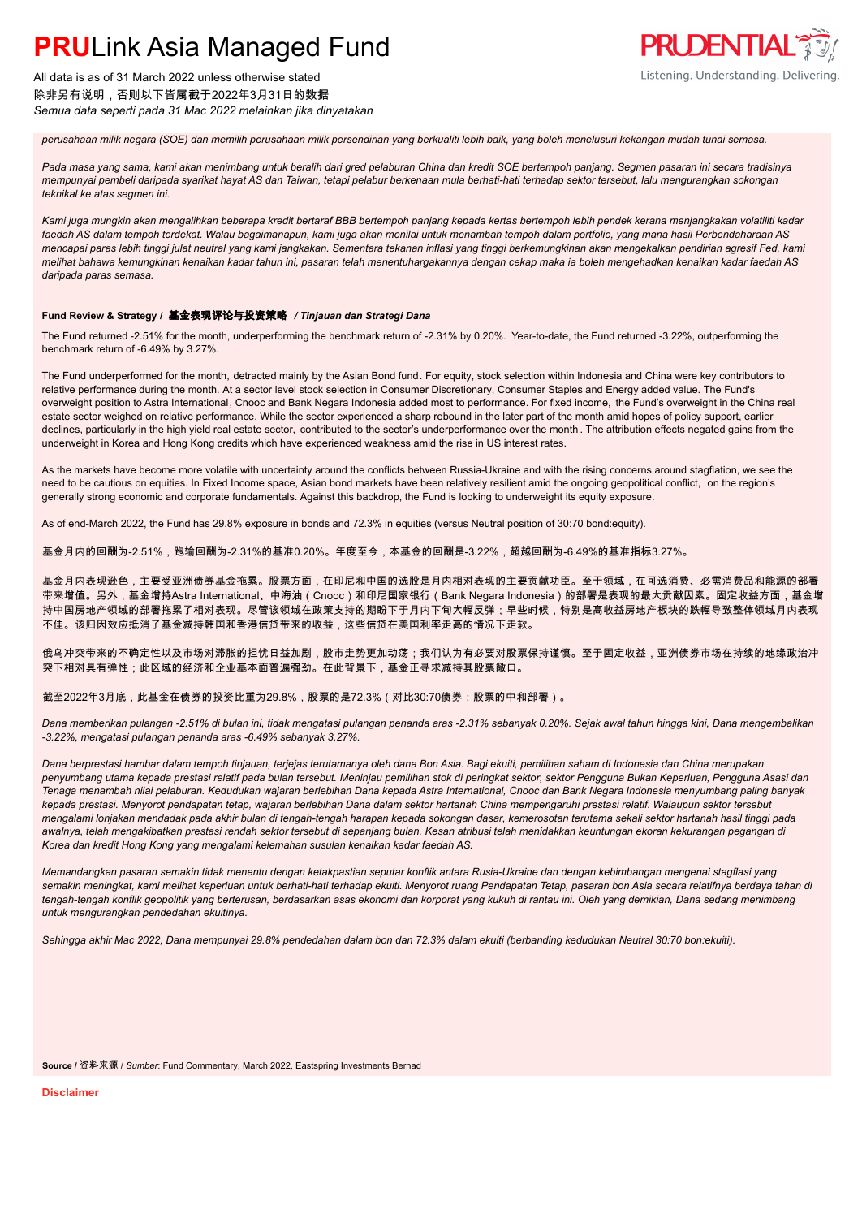*perusahaan milik negara (SOE) dan memilih perusahaan milik persendirian yang berkualiti lebih baik, yang boleh menelusuri kekangan mudah tunai semasa.*

*Pada masa yang sama, kami akan menimbang untuk beralih dari gred pelaburan China dan kredit SOE bertempoh panjang. Segmen pasaran ini secara tradisinya mempunyai pembeli daripada syarikat hayat AS dan Taiwan, tetapi pelabur berkenaan mula berhati-hati terhadap sektor tersebut, lalu mengurangkan sokongan teknikal ke atas segmen ini.*

*Kami juga mungkin akan mengalihkan beberapa kredit bertaraf BBB bertempoh panjang kepada kertas bertempoh lebih pendek kerana menjangkakan volatiliti kadar faedah AS dalam tempoh terdekat. Walau bagaimanapun, kami juga akan menilai untuk menambah tempoh dalam portfolio, yang mana hasil Perbendaharaan AS mencapai paras lebih tinggi julat neutral yang kami jangkakan. Sementara tekanan inflasi yang tinggi berkemungkinan akan mengekalkan pendirian agresif Fed, kami melihat bahawa kemungkinan kenaikan kadar tahun ini, pasaran telah menentuhargakannya dengan cekap maka ia boleh mengehadkan kenaikan kadar faedah AS daripada paras semasa.*

**Fund Review & Strategy / 基金表现评论与投资策略 / *Tinjauan dan Strategi Dana***

The Fund returned -2.51% for the month, underperforming the benchmark return of -2.31% by 0.20%. Year-to-date, the Fund returned -3.22%, outperforming the benchmark return of -6.49% by 3.27%.

The Fund underperformed for the month, detracted mainly by the Asian Bond fund. For equity, stock selection within Indonesia and China were key contributors to relative performance during the month. At a sector level stock selection in Consumer Discretionary, Consumer Staples and Energy added value. The Fund's overweight position to Astra International, Cnooc and Bank Negara Indonesia added most to performance. For fixed income, the Fund's overweight in the China real estate sector weighed on relative performance. While the sector experienced a sharp rebound in the later part of the month amid hopes of policy support, earlier declines, particularly in the high yield real estate sector, contributed to the sector's underperformance over the month. The attribution effects negated gains from the underweight in Korea and Hong Kong credits which have experienced weakness amid the rise in US interest rates.

As the markets have become more volatile with uncertainty around the conflicts between Russia-Ukraine and with the rising concerns around stagflation, we see the need to be cautious on equities. In Fixed Income space, Asian bond markets have been relatively resilient amid the ongoing geopolitical conflict, on the region's generally strong economic and corporate fundamentals. Against this backdrop, the Fund is looking to underweight its equity exposure.

As of end-March 2022, the Fund has 29.8% exposure in bonds and 72.3% in equities (versus Neutral position of 30:70 bond:equity).

基金月内的回酬为-2.51%，跑输回酬为-2.31%的基准0.20%。年度至今，本基金的回酬是-3.22%，超越回酬为-6.49%的基准指标3.27%。

基金月内表现逊色，主要受亚洲债券基金拖累。股票方面，在印尼和中国的选股是月内相对表现的主要贡献功臣。至于领域，在可选消费、必需消费品和能源的部署带来增值。另外，基金增持Astra International、中海油（Cnooc）和印尼国家银行（Bank Negara Indonesia）的部署是表现的最大贡献因素。固定收益方面，基金增持中国房地产领域的部署拖累了相对表现。尽管该领域在政策支持的期盼下于月内下旬大幅反弹；早些时候，特别是高收益房地产板块的跌幅导致整体领域月内表现不佳。该归因效应抵消了基金减持韩国和香港信贷带来的收益，这些信贷在美国利率走高的情况下走软。

俄乌冲突带来的不确定性以及市场对滞胀的担忧日益加剧，股市走势更加动荡；我们认为有必要对股票保持谨慎。至于固定收益，亚洲债券市场在持续的地缘政治冲突下相对具有弹性；此区域的经济和企业基本面普遍强劲。在此背景下，基金正寻求减持其股票敞口。

截至2022年3月底，此基金在债券的投资比重为29.8%，股票的是72.3%（对比30:70债券：股票的中和部署）。

*Dana memberikan pulangan -2.51% di bulan ini, tidak mengatasi pulangan penanda aras -2.31% sebanyak 0.20%. Sejak awal tahun hingga kini, Dana mengembalikan -3.22%, mengatasi pulangan penanda aras -6.49% sebanyak 3.27%.*

*Dana berprestasi hambar dalam tempoh tinjauan, terjejas terutamanya oleh dana Bon Asia. Bagi ekuiti, pemilihan saham di Indonesia dan China merupakan penyumbang utama kepada prestasi relatif pada bulan tersebut. Meninjau pemilihan stok di peringkat sektor, sektor Pengguna Bukan Keperluan, Pengguna Asasi dan Tenaga menambah nilai pelaburan. Kedudukan wajaran berlebihan Dana kepada Astra International, Cnooc dan Bank Negara Indonesia menyumbang paling banyak kepada prestasi. Menyorot pendapatan tetap, wajaran berlebihan Dana dalam sektor hartanah China mempengaruhi prestasi relatif. Walaupun sektor tersebut mengalami lonjakan mendadak pada akhir bulan di tengah-tengah harapan kepada sokongan dasar, kemerosotan terutama sekali sektor hartanah hasil tinggi pada awalnya, telah mengakibatkan prestasi rendah sektor tersebut di sepanjang bulan. Kesan atribusi telah menidakkan keuntungan ekoran kekurangan pegangan di Korea dan kredit Hong Kong yang mengalami kelemahan susulan kenaikan kadar faedah AS.*

*Memandangkan pasaran semakin tidak menentu dengan ketakpastian seputar konflik antara Rusia-Ukraine dan dengan kebimbangan mengenai stagflasi yang semakin meningkat, kami melihat keperluan untuk berhati-hati terhadap ekuiti. Menyorot ruang Pendapatan Tetap, pasaran bon Asia secara relatifnya berdaya tahan di tengah-tengah konflik geopolitik yang berterusan, berdasarkan asas ekonomi dan korporat yang kukuh di rantau ini. Oleh yang demikian, Dana sedang menimbang untuk mengurangkan pendedahan ekuitinya.*

*Sehingga akhir Mac 2022, Dana mempunyai 29.8% pendedahan dalam bon dan 72.3% dalam ekuiti (berbanding kedudukan Neutral 30:70 bon:ekuiti).*

**Source** / 资料来源 / *Sumber*: Fund Commentary, March 2022, Eastspring Investments Berhad

**Disclaimer**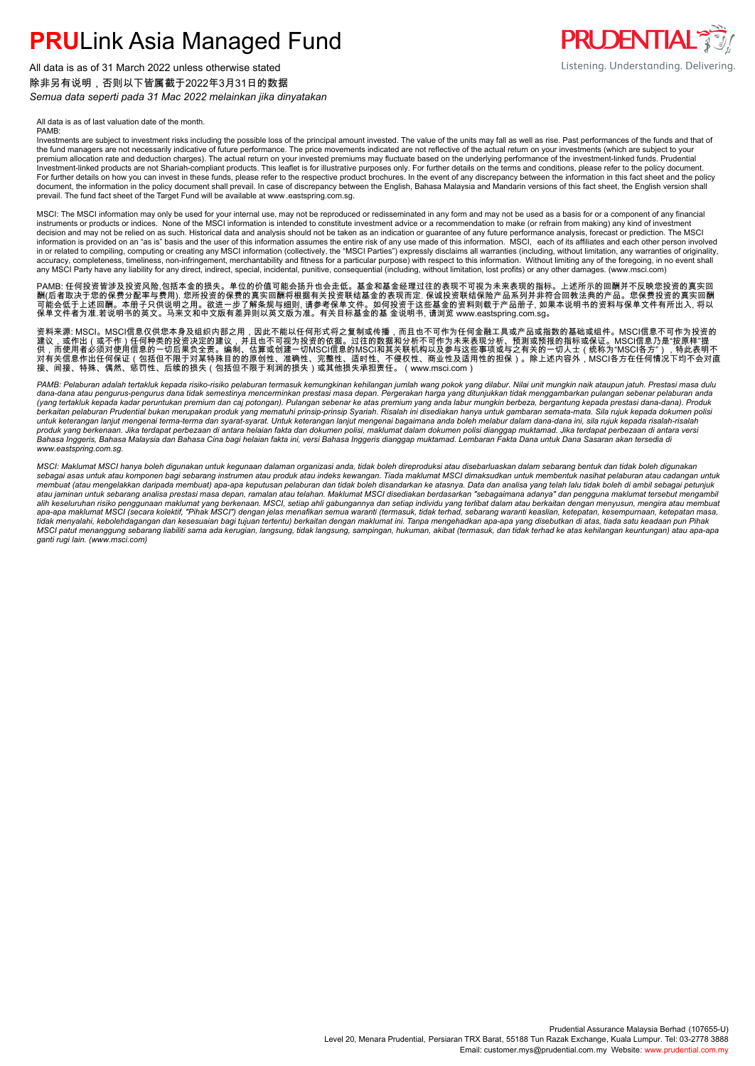# PRULink Asia Managed Fund

All data is as of 31 March 2022 unless otherwise stated

除非另有说明，否则以下皆属截于2022年3月31日的数据

*Semua data seperti pada 31 Mac 2022 melainkan jika dinyatakan*

All data is as of last valuation date of the month.

PAMB:

Investments are subject to investment risks including the possible loss of the principal amount invested. The value of the units may fall as well as rise. Past performances of the funds and that of the fund managers are not necessarily indicative of future performance. The price movements indicated are not reflective of the actual return on your investments (which are subject to your premium allocation rate and deduction charges). The actual return on your invested premiums may fluctuate based on the underlying performance of the investment-linked funds. Prudential Investment-linked products are not Shariah-compliant products. This leaflet is for illustrative purposes only. For further details on the terms and conditions, please refer to the policy document. For further details on how you can invest in these funds, please refer to the respective product brochures. In the event of any discrepancy between the information in this fact sheet and the policy document, the information in the policy document shall prevail. In case of discrepancy between the English, Bahasa Malaysia and Mandarin versions of this fact sheet, the English version shall prevail. The fund fact sheet of the Target Fund will be available at www.eastspring.com.sg.

MSCI: The MSCI information may only be used for your internal use, may not be reproduced or redisseminated in any form and may not be used as a basis for or a component of any financial instruments or products or indices. None of the MSCI information is intended to constitute investment advice or a recommendation to make (or refrain from making) any kind of investment decision and may not be relied on as such. Historical data and analysis should not be taken as an indication or guarantee of any future performance analysis, forecast or prediction. The MSCI information is provided on an "as is" basis and the user of this information assumes the entire risk of any use made of this information. MSCI, each of its affiliates and each other person involved in or related to compiling, computing or creating any MSCI information (collectively, the "MSCI Parties") expressly disclaims all warranties (including, without limitation, any warranties of originality, accuracy, completeness, timeliness, non-infringement, merchantability and fitness for a particular purpose) with respect to this information. Without limiting any of the foregoing, in no event shall any MSCI Party have any liability for any direct, indirect, special, incidental, punitive, consequential (including, without limitation, lost profits) or any other damages. (www.msci.com)

PAMB: 任何投资皆涉及投资风险,包括本金的损失。单位的价值可能会扬升也会走低。基金和基金经理过往的表现不可视为未来表现的指标。上述所示的回酬并不反映您投资的真实回酬(后者取决于您的保费分配率与费用). 您所投资的保费的真实回酬将根据有关投资联结基金的表现而定. 保诚投资联结保险产品系列并非符合回教法典的产品。您保费投资的真实回酬可能会低于上述回酬。本册子只供说明之用。欲进一步了解条规与细则, 请参考保单文件。如何投资于这些基金的资料则载于产品册子, 如果本说明书的资料与保单文件有所出入, 将以保单文件者为准.若说明书的英文。马来文和中文版有差异则以英文版为准。有关目标基金的基 金说明书, 请浏览 www.eastspring.com.sg。

资料来源: MSCI。MSCI信息仅供您本身及组织内部之用，因此不能以任何形式将之复制或传播，而且也不可作为任何金融工具或产品或指数的基础或组件。MSCI信息不可作为投资的建议，或作出（或不作）任何种类的投资决定的建议，并且也不可视为投资的依据。过往的数据和分析不可作为未来表现分析、预测或预报的指标或保证。MSCI信息乃是"按原样"提供，而使用者必须对使用信息的一切后果负全责。编制、估算或创建一切MSCI信息的MSCI和其关联机构以及参与这些事项或与之有关的一切人士（统称为"MSCI各方"），特此表明不对有关信息作出任何保证（包括但不限于对某特殊目的的原创性、准确性、完整性、适时性、不侵权性、商业性及适用性的担保）。除上述内容外，MSCI各方在任何情况下均不会对直接、间接、特殊、偶然、惩罚性、后续的损失（包括但不限于利润的损失）或其他损失承担责任。（www.msci.com）

*PAMB: Pelaburan adalah tertakluk kepada risiko-risiko pelaburan termasuk kemungkinan kehilangan jumlah wang pokok yang dilabur. Nilai unit mungkin naik ataupun jatuh. Prestasi masa dulu dana-dana atau pengurus-pengurus dana tidak semestinya mencerminkan prestasi masa depan. Pergerakan harga yang ditunjukkan tidak menggambarkan pulangan sebenar pelaburan anda (yang tertakluk kepada kadar peruntukan premium dan caj potongan). Pulangan sebenar ke atas premium yang anda labur mungkin berbeza, bergantung kepada prestasi dana-dana). Produk berkaitan pelaburan Prudential bukan merupakan produk yang mematuhi prinsip-prinsip Syariah. Risalah ini disediakan hanya untuk gambaran semata-mata. Sila rujuk kepada dokumen polisi untuk keterangan lanjut mengenai terma-terma dan syarat-syarat. Untuk keterangan lanjut mengenai bagaimana anda boleh melabur dalam dana-dana ini, sila rujuk kepada risalah-risalah produk yang berkenaan. Jika terdapat perbezaan di antara helaian fakta dan dokumen polisi, maklumat dalam dokumen polisi dianggap muktamad. Jika terdapat perbezaan di antara versi Bahasa Inggeris, Bahasa Malaysia dan Bahasa Cina bagi helaian fakta ini, versi Bahasa Inggeris dianggap muktamad. Lembaran Fakta Dana untuk Dana Sasaran akan tersedia di www.eastspring.com.sg.*

*MSCI: Maklumat MSCI hanya boleh digunakan untuk kegunaan dalaman organizasi anda, tidak boleh direproduksi atau disebarluaskan dalam sebarang bentuk dan tidak boleh digunakan sebagai asas untuk atau komponen bagi sebarang instrumen atau produk atau indeks kewangan. Tiada maklumat MSCI dimaksudkan untuk membentuk nasihat pelaburan atau cadangan untuk membuat (atau mengelakkan daripada membuat) apa-apa keputusan pelaburan dan tidak boleh disandarkan ke atasnya. Data dan analisa yang telah lalu tidak boleh di ambil sebagai petunjuk atau jaminan untuk sebarang analisa prestasi masa depan, ramalan atau telahan. Maklumat MSCI disediakan berdasarkan "sebagaimana adanya" dan pengguna maklumat tersebut mengambil alih keseluruhan risiko penggunaan maklumat yang berkenaan. MSCI, setiap ahli gabungannya dan setiap individu yang terlibat dalam atau berkaitan dengan menyusun, mengira atau membuat apa-apa maklumat MSCI (secara kolektif, "Pihak MSCI") dengan jelas menafikan semua waranti (termasuk, tidak terhad, sebarang waranti keaslian, ketepatan, kesempurnaan, ketepatan masa, tidak menyalahi, kebolehdagangan dan kesesuaian bagi tujuan tertentu) berkaitan dengan maklumat ini. Tanpa mengehadkan apa-apa yang disebutkan di atas, tiada satu keadaan pun Pihak MSCI patut menanggung sebarang liabiliti sama ada kerugian, langsung, tidak langsung, sampingan, hukuman, akibat (termasuk, dan tidak terhad ke atas kehilangan keuntungan) atau apa-apa ganti rugi lain. (www.msci.com)*

Prudential Assurance Malaysia Berhad (107655-U)
Level 20, Menara Prudential, Persiaran TRX Barat, 55188 Tun Razak Exchange, Kuala Lumpur. Tel: 03-2778 3888
Email: customer.mys@prudential.com.my Website: www.prudential.com.my